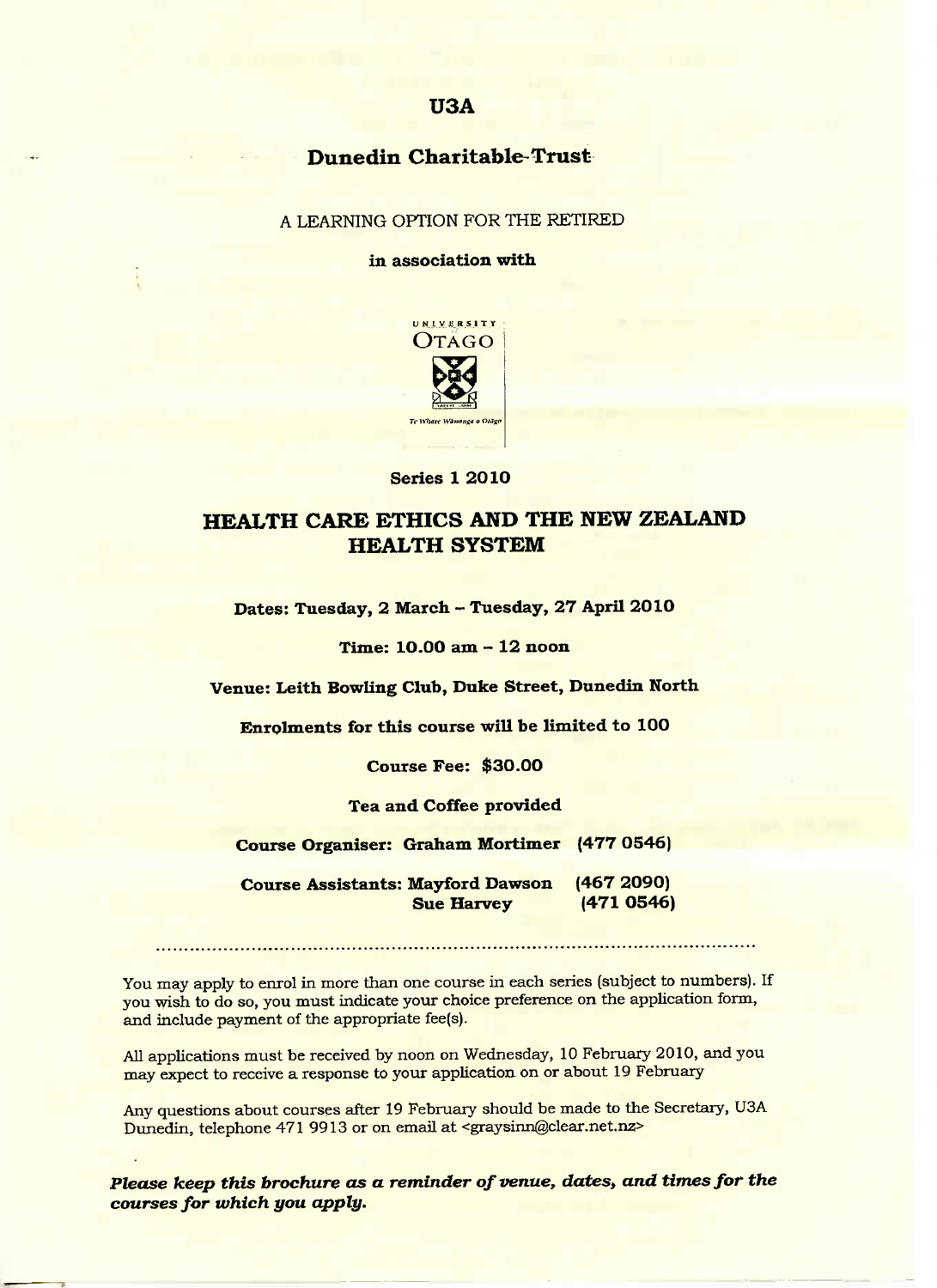# U3A

## Dunedin Charitable Trust

A LEARNING OPTION FOR THE RETIRED

**in association with**

UNIVERSITY OTAGO

*Te Whare Wānanga o Otāgo*

**Series 1 2010**

## HEALTH CARE ETHICS AND THE NEW ZEALAND HEALTH SYSTEM

**Dates: Tuesday, 2 March – Tuesday, 27 April 2010**

**Time: 10.00 am – 12 noon**

**Venue: Leith Bowling Club, Duke Street, Dunedin North**

**Enrolments for this course will be limited to 100**

**Course Fee: $30.00**

**Tea and Coffee provided**

**Course Organiser: Graham Mortimer (477 0546)**

**Course Assistants: Mayford Dawson (467 2090)**
**Sue Harvey (471 0546)**

---

You may apply to enrol in more than one course in each series (subject to numbers). If you wish to do so, you must indicate your choice preference on the application form, and include payment of the appropriate fee(s).

All applications must be received by noon on Wednesday, 10 February 2010, and you may expect to receive a response to your application on or about 19 February

Any questions about courses after 19 February should be made to the Secretary, U3A Dunedin, telephone 471 9913 or on email at <graysinn@clear.net.nz>

***Please keep this brochure as a reminder of venue, dates, and times for the courses for which you apply.***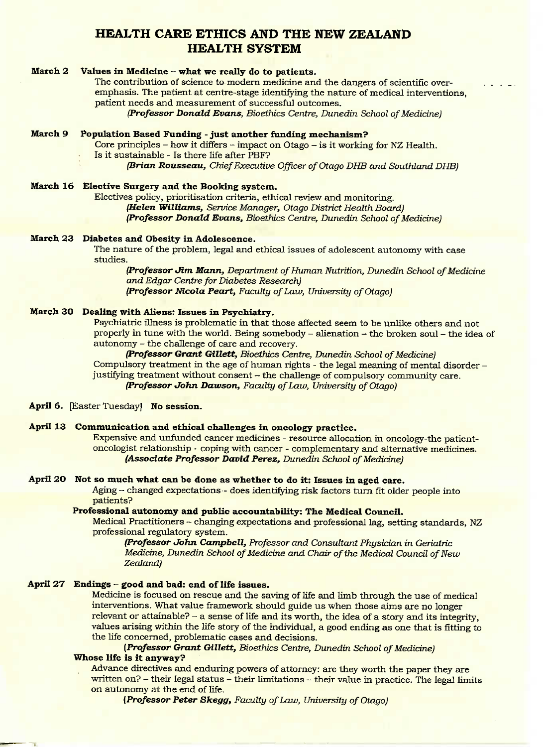# HEALTH CARE ETHICS AND THE NEW ZEALAND HEALTH SYSTEM

**March 2 Values in Medicine – what we really do to patients.**

The contribution of science to modern medicine and the dangers of scientific over-emphasis. The patient at centre-stage identifying the nature of medical interventions, patient needs and measurement of successful outcomes.

*(**Professor Donald Evans**, Bioethics Centre, Dunedin School of Medicine)*

**March 9 Population Based Funding - just another funding mechanism?**

Core principles – how it differs – impact on Otago – is it working for NZ Health. Is it sustainable - Is there life after PBF?

*(**Brian Rousseau**, Chief Executive Officer of Otago DHB and Southland DHB)*

**March 16 Elective Surgery and the Booking system.**

Electives policy, prioritisation criteria, ethical review and monitoring.

*(**Helen Williams**, Service Manager, Otago District Health Board)*
*(**Professor Donald Evans**, Bioethics Centre, Dunedin School of Medicine)*

**March 23 Diabetes and Obesity in Adolescence.**

The nature of the problem, legal and ethical issues of adolescent autonomy with case studies.

*(**Professor Jim Mann**, Department of Human Nutrition, Dunedin School of Medicine and Edgar Centre for Diabetes Research)*
*(**Professor Nicola Peart**, Faculty of Law, University of Otago)*

**March 30 Dealing with Aliens: Issues in Psychiatry.**

Psychiatric illness is problematic in that those affected seem to be unlike others and not properly in tune with the world. Being somebody – alienation – the broken soul – the idea of autonomy – the challenge of care and recovery.

*(**Professor Grant Gillett**, Bioethics Centre, Dunedin School of Medicine)*

Compulsory treatment in the age of human rights - the legal meaning of mental disorder – justifying treatment without consent – the challenge of compulsory community care.

*(**Professor John Dawson**, Faculty of Law, University of Otago)*

**April 6.** [Easter Tuesday] **No session.**

**April 13 Communication and ethical challenges in oncology practice.**

Expensive and unfunded cancer medicines - resource allocation in oncology-the patient-oncologist relationship - coping with cancer - complementary and alternative medicines.

*(**Associate Professor David Perez**, Dunedin School of Medicine)*

**April 20 Not so much what can be done as whether to do it: Issues in aged care.**

Aging – changed expectations - does identifying risk factors turn fit older people into patients?

**Professional autonomy and public accountability: The Medical Council.**

Medical Practitioners – changing expectations and professional lag, setting standards, NZ professional regulatory system.

*(**Professor John Campbell**, Professor and Consultant Physician in Geriatric Medicine, Dunedin School of Medicine and Chair of the Medical Council of New Zealand)*

**April 27 Endings – good and bad: end of life issues.**

Medicine is focused on rescue and the saving of life and limb through the use of medical interventions. What value framework should guide us when those aims are no longer relevant or attainable? – a sense of life and its worth, the idea of a story and its integrity, values arising within the life story of the individual, a good ending as one that is fitting to the life concerned, problematic cases and decisions.

*(**Professor Grant Gillett**, Bioethics Centre, Dunedin School of Medicine)*

**Whose life is it anyway?**

Advance directives and enduring powers of attorney: are they worth the paper they are written on? – their legal status – their limitations – their value in practice. The legal limits on autonomy at the end of life.

*(**Professor Peter Skegg**, Faculty of Law, University of Otago)*